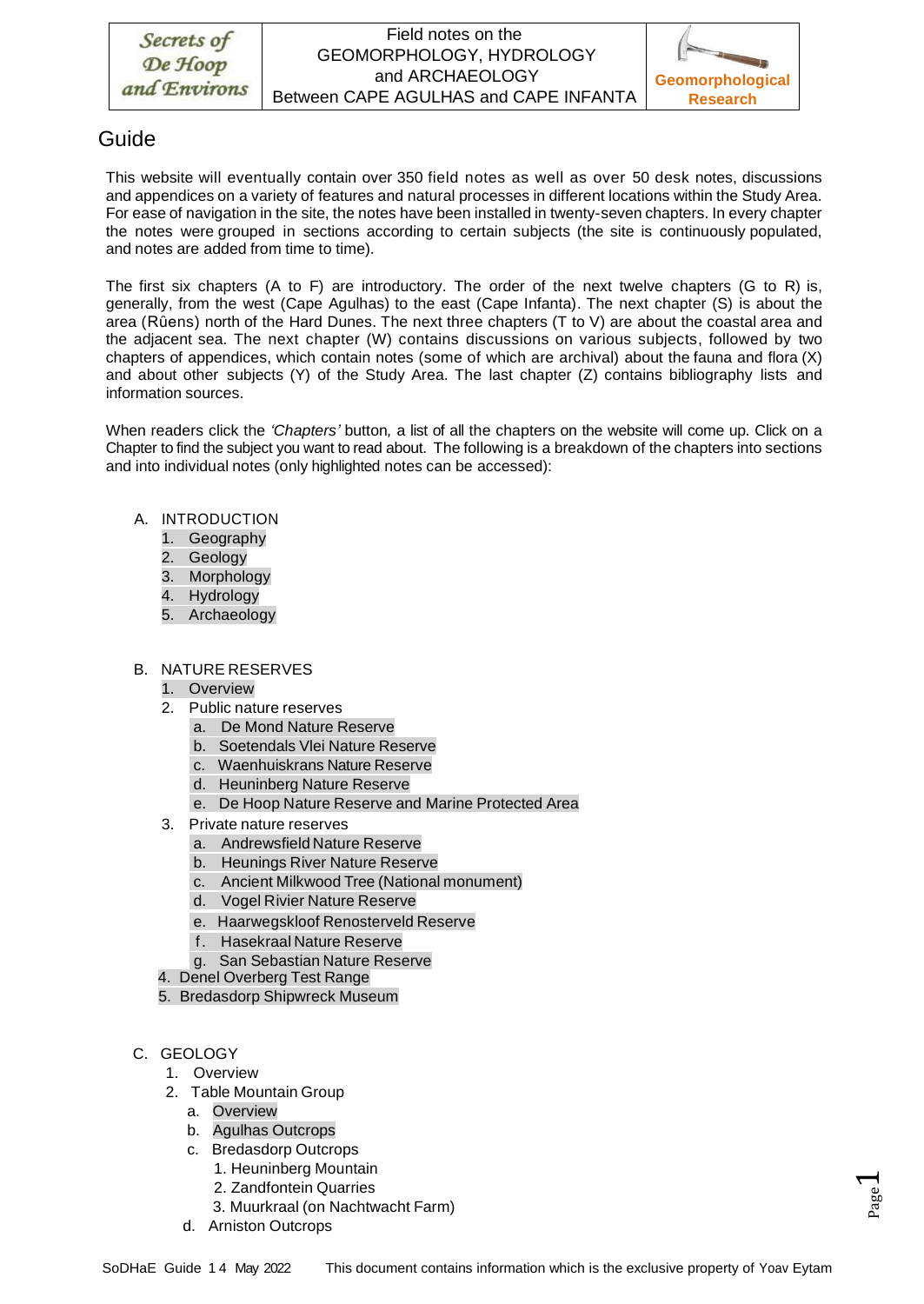| Secrets of De Hoop and Environs | Field notes on the GEOMORPHOLOGY, HYDROLOGY and ARCHAEOLOGY Between CAPE AGULHAS and CAPE INFANTA | Geomorphological Research |
|---|---|---|

# Guide

This website will eventually contain over 350 field notes as well as over 50 desk notes, discussions and appendices on a variety of features and natural processes in different locations within the Study Area. For ease of navigation in the site, the notes have been installed in twenty-seven chapters. In every chapter the notes were grouped in sections according to certain subjects (the site is continuously populated, and notes are added from time to time).

The first six chapters (A to F) are introductory. The order of the next twelve chapters (G to R) is, generally, from the west (Cape Agulhas) to the east (Cape Infanta). The next chapter (S) is about the area (Rûens) north of the Hard Dunes. The next three chapters (T to V) are about the coastal area and the adjacent sea. The next chapter (W) contains discussions on various subjects, followed by two chapters of appendices, which contain notes (some of which are archival) about the fauna and flora (X) and about other subjects (Y) of the Study Area. The last chapter (Z) contains bibliography lists and information sources.

When readers click the *'Chapters'* button, a list of all the chapters on the website will come up. Click on a Chapter to find the subject you want to read about. The following is a breakdown of the chapters into sections and into individual notes (only highlighted notes can be accessed):

A. INTRODUCTION
   1. Geography
   2. Geology
   3. Morphology
   4. Hydrology
   5. Archaeology

B. NATURE RESERVES
   1. Overview
   2. Public nature reserves
      a. De Mond Nature Reserve
      b. Soetendals Vlei Nature Reserve
      c. Waenhuiskrans Nature Reserve
      d. Heuninberg Nature Reserve
      e. De Hoop Nature Reserve and Marine Protected Area
   3. Private nature reserves
      a. Andrewsfield Nature Reserve
      b. Heunings River Nature Reserve
      c. Ancient Milkwood Tree (National monument)
      d. Vogel Rivier Nature Reserve
      e. Haarwegskloof Renosterveld Reserve
      f. Hasekraal Nature Reserve
      g. San Sebastian Nature Reserve
   4. Denel Overberg Test Range
   5. Bredasdorp Shipwreck Museum

C. GEOLOGY
   1. Overview
   2. Table Mountain Group
      a. Overview
      b. Agulhas Outcrops
      c. Bredasdorp Outcrops
         1. Heuninberg Mountain
         2. Zandfontein Quarries
         3. Muurkraal (on Nachtwacht Farm)
      d. Arniston Outcrops

SoDHaE Guide 14 May 2022 This document contains information which is the exclusive property of Yoav Eytam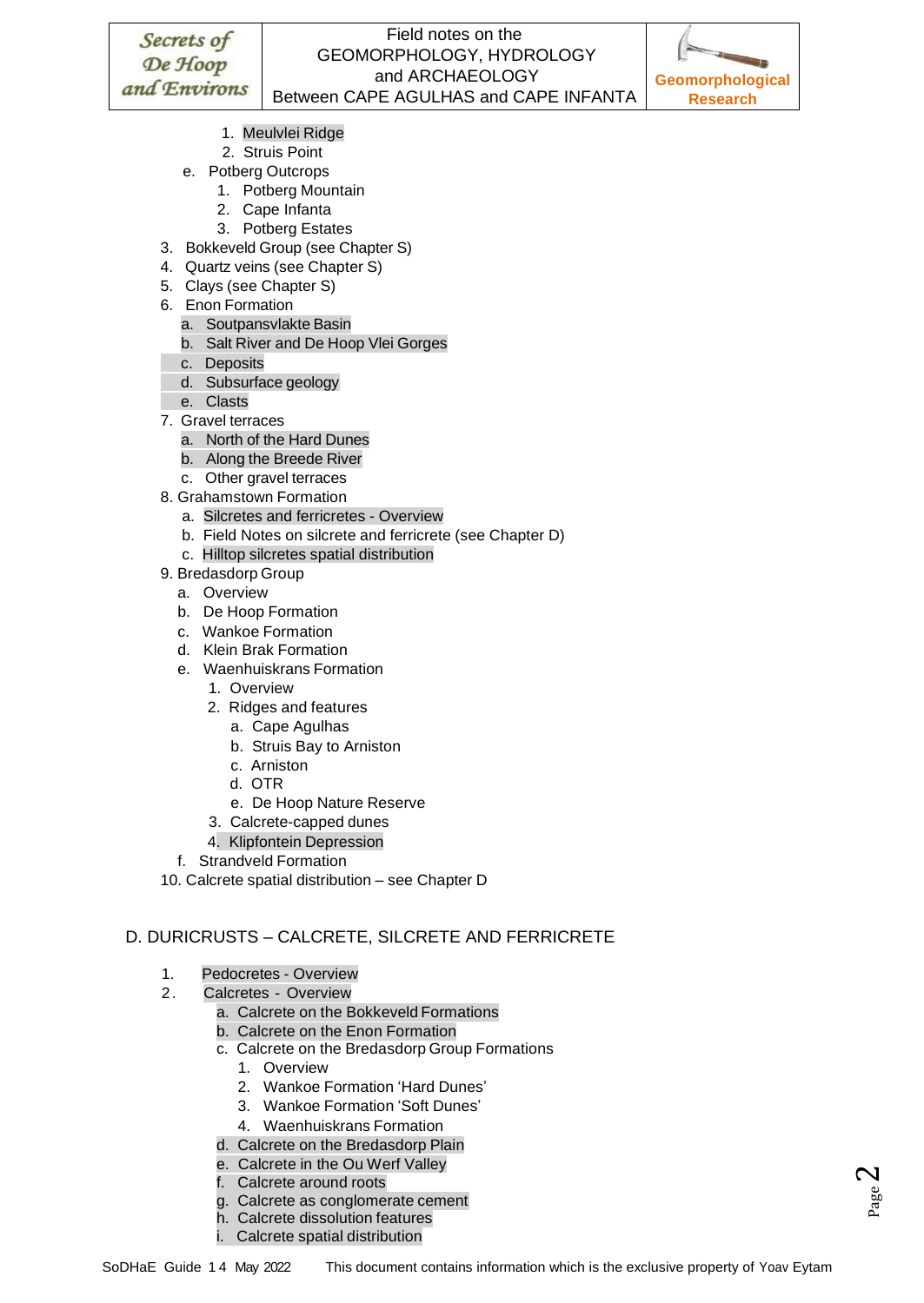1. Meulvlei Ridge
2. Struis Point

e. Potberg Outcrops
1. Potberg Mountain
2. Cape Infanta
3. Potberg Estates

3. Bokkeveld Group (see Chapter S)
4. Quartz veins (see Chapter S)
5. Clays (see Chapter S)
6. Enon Formation
   - a. Soutpansvlakte Basin
   - b. Salt River and De Hoop Vlei Gorges
   - c. Deposits
   - d. Subsurface geology
   - e. Clasts
7. Gravel terraces
   - a. North of the Hard Dunes
   - b. Along the Breede River
   - c. Other gravel terraces
8. Grahamstown Formation
   - a. Silcretes and ferricretes - Overview
   - b. Field Notes on silcrete and ferricrete (see Chapter D)
   - c. Hilltop silcretes spatial distribution
9. Bredasdorp Group
   - a. Overview
   - b. De Hoop Formation
   - c. Wankoe Formation
   - d. Klein Brak Formation
   - e. Waenhuiskrans Formation
     1. Overview
     2. Ridges and features
        - a. Cape Agulhas
        - b. Struis Bay to Arniston
        - c. Arniston
        - d. OTR
        - e. De Hoop Nature Reserve
     3. Calcrete-capped dunes
     4. Klipfontein Depression
   - f. Strandveld Formation
10. Calcrete spatial distribution – see Chapter D

## D. DURICRUSTS – CALCRETE, SILCRETE AND FERRICRETE

1. Pedocretes - Overview
2. Calcretes - Overview
   - a. Calcrete on the Bokkeveld Formations
   - b. Calcrete on the Enon Formation
   - c. Calcrete on the Bredasdorp Group Formations
     1. Overview
     2. Wankoe Formation 'Hard Dunes'
     3. Wankoe Formation 'Soft Dunes'
     4. Waenhuiskrans Formation
   - d. Calcrete on the Bredasdorp Plain
   - e. Calcrete in the Ou Werf Valley
   - f. Calcrete around roots
   - g. Calcrete as conglomerate cement
   - h. Calcrete dissolution features
   - i. Calcrete spatial distribution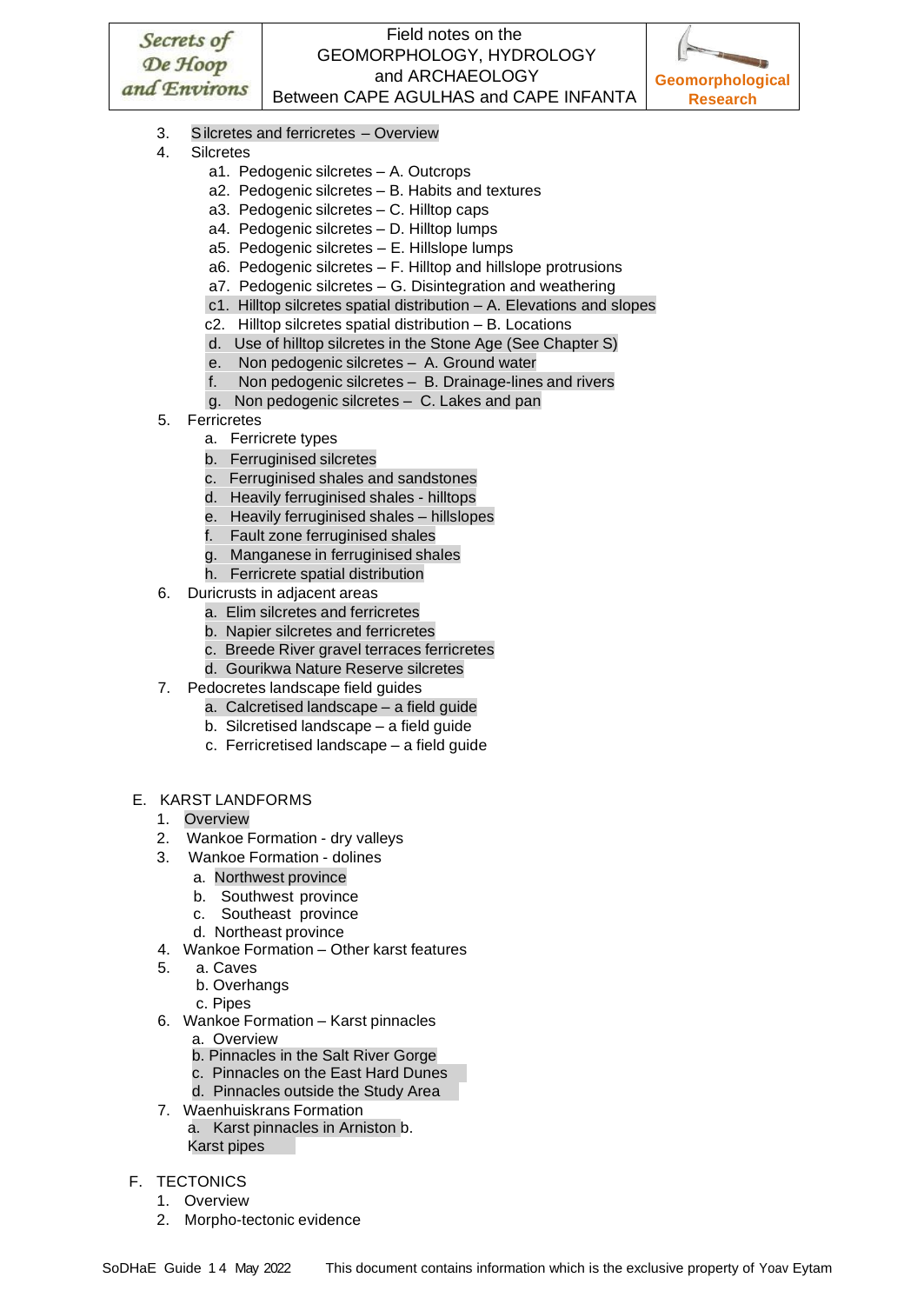3. Silcretes and ferricretes – Overview
4. Silcretes
   - a1. Pedogenic silcretes – A. Outcrops
   - a2. Pedogenic silcretes – B. Habits and textures
   - a3. Pedogenic silcretes – C. Hilltop caps
   - a4. Pedogenic silcretes – D. Hilltop lumps
   - a5. Pedogenic silcretes – E. Hillslope lumps
   - a6. Pedogenic silcretes – F. Hilltop and hillslope protrusions
   - a7. Pedogenic silcretes – G. Disintegration and weathering
   - c1. Hilltop silcretes spatial distribution – A. Elevations and slopes
   - c2. Hilltop silcretes spatial distribution – B. Locations
   - d. Use of hilltop silcretes in the Stone Age (See Chapter S)
   - e. Non pedogenic silcretes – A. Ground water
   - f. Non pedogenic silcretes – B. Drainage-lines and rivers
   - g. Non pedogenic silcretes – C. Lakes and pan
5. Ferricretes
   - a. Ferricrete types
   - b. Ferruginised silcretes
   - c. Ferruginised shales and sandstones
   - d. Heavily ferruginised shales - hilltops
   - e. Heavily ferruginised shales – hillslopes
   - f. Fault zone ferruginised shales
   - g. Manganese in ferruginised shales
   - h. Ferricrete spatial distribution
6. Duricrusts in adjacent areas
   - a. Elim silcretes and ferricretes
   - b. Napier silcretes and ferricretes
   - c. Breede River gravel terraces ferricretes
   - d. Gourikwa Nature Reserve silcretes
7. Pedocretes landscape field guides
   - a. Calcretised landscape – a field guide
   - b. Silcretised landscape – a field guide
   - c. Ferricretised landscape – a field guide

E. KARST LANDFORMS

1. Overview
2. Wankoe Formation - dry valleys
3. Wankoe Formation - dolines
   - a. Northwest province
   - b. Southwest province
   - c. Southeast province
   - d. Northeast province
4. Wankoe Formation – Other karst features
5. a. Caves
   - b. Overhangs
   - c. Pipes
6. Wankoe Formation – Karst pinnacles
   - a. Overview
   - b. Pinnacles in the Salt River Gorge
   - c. Pinnacles on the East Hard Dunes
   - d. Pinnacles outside the Study Area
7. Waenhuiskrans Formation
   - a. Karst pinnacles in Arniston b. Karst pipes

F. TECTONICS

1. Overview
2. Morpho-tectonic evidence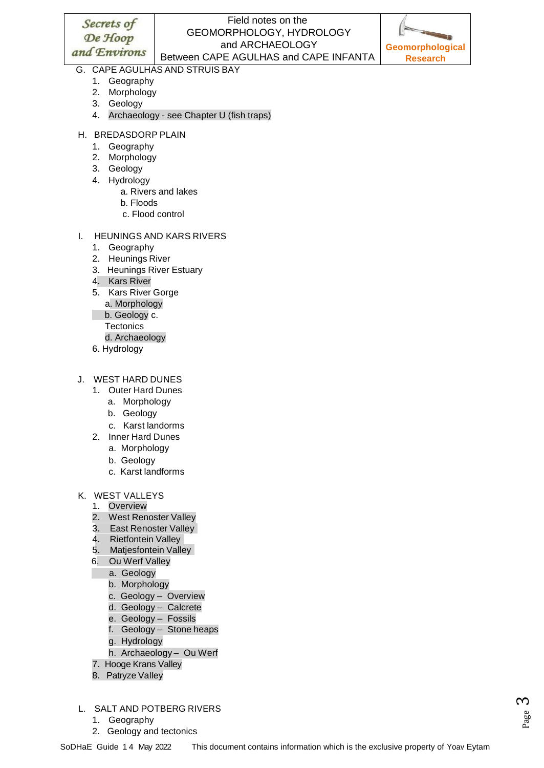G. CAPE AGULHAS AND STRUIS BAY
   1. Geography
   2. Morphology
   3. Geology
   4. Archaeology - see Chapter U (fish traps)

H. BREDASDORP PLAIN
   1. Geography
   2. Morphology
   3. Geology
   4. Hydrology
      a. Rivers and lakes
      b. Floods
      c. Flood control

I. HEUNINGS AND KARS RIVERS
   1. Geography
   2. Heunings River
   3. Heunings River Estuary
   4. Kars River
   5. Kars River Gorge
      a. Morphology
      b. Geology
      c. Tectonics
      d. Archaeology
   6. Hydrology

J. WEST HARD DUNES
   1. Outer Hard Dunes
      a. Morphology
      b. Geology
      c. Karst landorms
   2. Inner Hard Dunes
      a. Morphology
      b. Geology
      c. Karst landforms

K. WEST VALLEYS
   1. Overview
   2. West Renoster Valley
   3. East Renoster Valley
   4. Rietfontein Valley
   5. Matjesfontein Valley
   6. Ou Werf Valley
      a. Geology
      b. Morphology
      c. Geology – Overview
      d. Geology – Calcrete
      e. Geology – Fossils
      f. Geology – Stone heaps
      g. Hydrology
      h. Archaeology – Ou Werf
   7. Hooge Krans Valley
   8. Patryze Valley

L. SALT AND POTBERG RIVERS
   1. Geography
   2. Geology and tectonics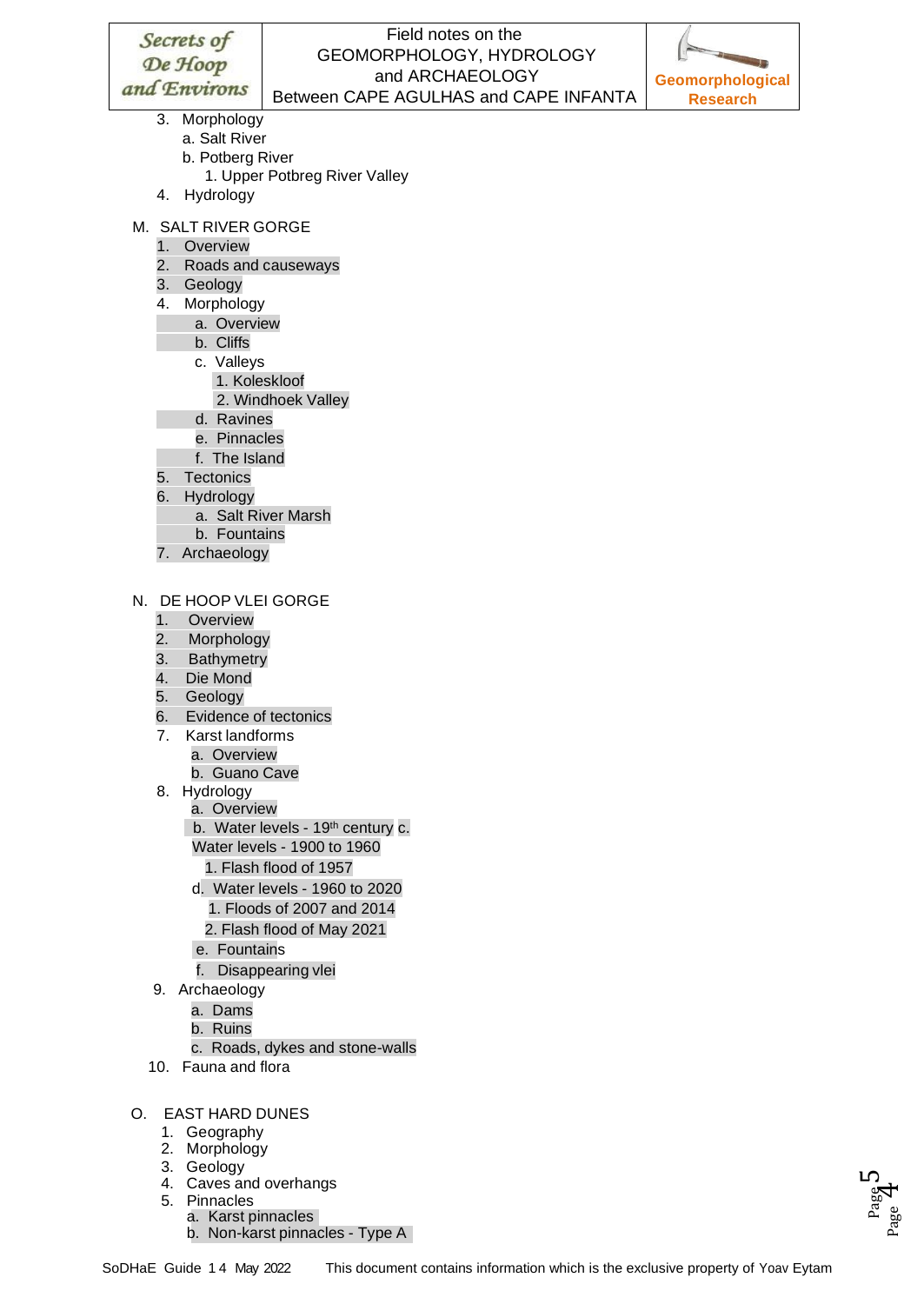3. Morphology
   a. Salt River
   b. Potberg River
      1. Upper Potbreg River Valley
4. Hydrology

M. SALT RIVER GORGE
1. Overview
2. Roads and causeways
3. Geology
4. Morphology
   a. Overview
   b. Cliffs
   c. Valleys
      1. Koleskloof
      2. Windhoek Valley
   d. Ravines
   e. Pinnacles
   f. The Island
5. Tectonics
6. Hydrology
   a. Salt River Marsh
   b. Fountains
7. Archaeology

N. DE HOOP VLEI GORGE
1. Overview
2. Morphology
3. Bathymetry
4. Die Mond
5. Geology
6. Evidence of tectonics
7. Karst landforms
   a. Overview
   b. Guano Cave
8. Hydrology
   a. Overview
   b. Water levels - 19th century
   c. Water levels - 1900 to 1960
      1. Flash flood of 1957
   d. Water levels - 1960 to 2020
      1. Floods of 2007 and 2014
      2. Flash flood of May 2021
   e. Fountains
   f. Disappearing vlei
9. Archaeology
   a. Dams
   b. Ruins
   c. Roads, dykes and stone-walls
10. Fauna and flora

O. EAST HARD DUNES
1. Geography
2. Morphology
3. Geology
4. Caves and overhangs
5. Pinnacles
   a. Karst pinnacles
   b. Non-karst pinnacles - Type A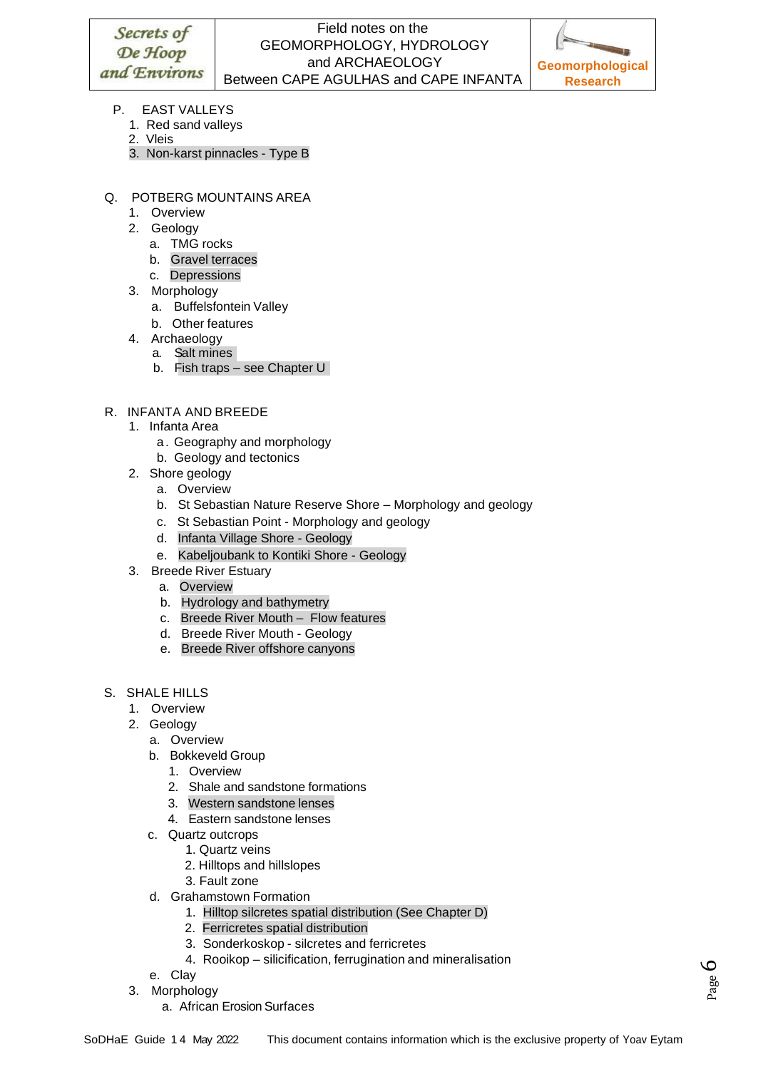P. EAST VALLEYS
  1. Red sand valleys
  2. Vleis
  3. Non-karst pinnacles - Type B

Q. POTBERG MOUNTAINS AREA
  1. Overview
  2. Geology
     a. TMG rocks
     b. Gravel terraces
     c. Depressions
  3. Morphology
     a. Buffelsfontein Valley
     b. Other features
  4. Archaeology
     a. Salt mines
     b. Fish traps – see Chapter U

R. INFANTA AND BREEDE
  1. Infanta Area
     a. Geography and morphology
     b. Geology and tectonics
  2. Shore geology
     a. Overview
     b. St Sebastian Nature Reserve Shore – Morphology and geology
     c. St Sebastian Point - Morphology and geology
     d. Infanta Village Shore - Geology
     e. Kabeljoubank to Kontiki Shore - Geology
  3. Breede River Estuary
     a. Overview
     b. Hydrology and bathymetry
     c. Breede River Mouth – Flow features
     d. Breede River Mouth - Geology
     e. Breede River offshore canyons

S. SHALE HILLS
  1. Overview
  2. Geology
     a. Overview
     b. Bokkeveld Group
        1. Overview
        2. Shale and sandstone formations
        3. Western sandstone lenses
        4. Eastern sandstone lenses
     c. Quartz outcrops
        1. Quartz veins
        2. Hilltops and hillslopes
        3. Fault zone
     d. Grahamstown Formation
        1. Hilltop silcretes spatial distribution (See Chapter D)
        2. Ferricretes spatial distribution
        3. Sonderkoskop - silcretes and ferricretes
        4. Rooikop – silicification, ferrugination and mineralisation
     e. Clay
  3. Morphology
     a. African Erosion Surfaces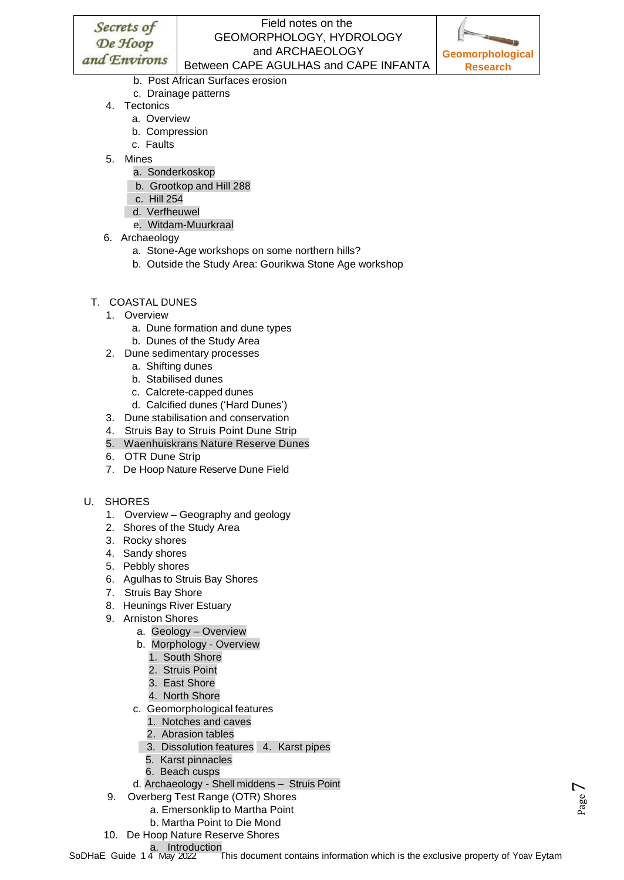b. Post African Surfaces erosion
   c. Drainage patterns
4. Tectonics
   a. Overview
   b. Compression
   c. Faults
5. Mines
   a. Sonderkoskop
   b. Grootkop and Hill 288
   c. Hill 254
   d. Verfheuwel
   e. Witdam-Muurkraal
6. Archaeology
   a. Stone-Age workshops on some northern hills?
   b. Outside the Study Area: Gourikwa Stone Age workshop

T. COASTAL DUNES
1. Overview
   a. Dune formation and dune types
   b. Dunes of the Study Area
2. Dune sedimentary processes
   a. Shifting dunes
   b. Stabilised dunes
   c. Calcrete-capped dunes
   d. Calcified dunes ('Hard Dunes')
3. Dune stabilisation and conservation
4. Struis Bay to Struis Point Dune Strip
5. Waenhuiskrans Nature Reserve Dunes
6. OTR Dune Strip
7. De Hoop Nature Reserve Dune Field

U. SHORES
1. Overview – Geography and geology
2. Shores of the Study Area
3. Rocky shores
4. Sandy shores
5. Pebbly shores
6. Agulhas to Struis Bay Shores
7. Struis Bay Shore
8. Heunings River Estuary
9. Arniston Shores
   a. Geology – Overview
   b. Morphology - Overview
      1. South Shore
      2. Struis Point
      3. East Shore
      4. North Shore
   c. Geomorphological features
      1. Notches and caves
      2. Abrasion tables
      3. Dissolution features
      4. Karst pipes
      5. Karst pinnacles
      6. Beach cusps
   d. Archaeology - Shell middens – Struis Point
9. Overberg Test Range (OTR) Shores
   a. Emersonklip to Martha Point
   b. Martha Point to Die Mond
10. De Hoop Nature Reserve Shores
   a. Introduction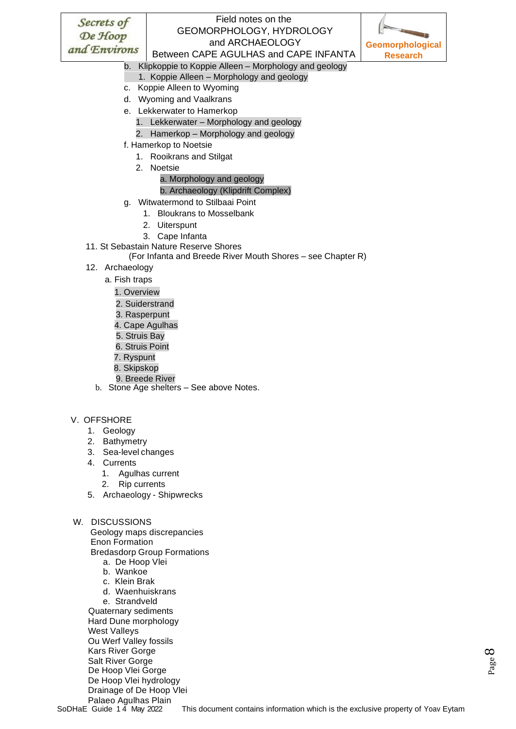b. Klipkoppie to Koppie Alleen – Morphology and geology
    1. Koppie Alleen – Morphology and geology
c. Koppie Alleen to Wyoming
d. Wyoming and Vaalkrans
e. Lekkerwater to Hamerkop
    1. Lekkerwater – Morphology and geology
    2. Hamerkop – Morphology and geology
f. Hamerkop to Noetsie
    1. Rooikrans and Stilgat
    2. Noetsie
        a. Morphology and geology
        b. Archaeology (Klipdrift Complex)
g. Witwatermond to Stilbaai Point
    1. Bloukrans to Mosselbank
    2. Uiterspunt
    3. Cape Infanta

11. St Sebastain Nature Reserve Shores
    (For Infanta and Breede River Mouth Shores – see Chapter R)
12. Archaeology
    a. Fish traps
        1. Overview
        2. Suiderstrand
        3. Rasperpunt
        4. Cape Agulhas
        5. Struis Bay
        6. Struis Point
        7. Ryspunt
        8. Skipskop
        9. Breede River
    b. Stone Age shelters – See above Notes.

V. OFFSHORE
1. Geology
2. Bathymetry
3. Sea-level changes
4. Currents
    1. Agulhas current
    2. Rip currents
5. Archaeology - Shipwrecks

W. DISCUSSIONS
- Geology maps discrepancies
- Enon Formation
- Bredasdorp Group Formations
    a. De Hoop Vlei
    b. Wankoe
    c. Klein Brak
    d. Waenhuiskrans
    e. Strandveld
- Quaternary sediments
- Hard Dune morphology
- West Valleys
- Ou Werf Valley fossils
- Kars River Gorge
- Salt River Gorge
- De Hoop Vlei Gorge
- De Hoop Vlei hydrology
- Drainage of De Hoop Vlei
- Palaeo Agulhas Plain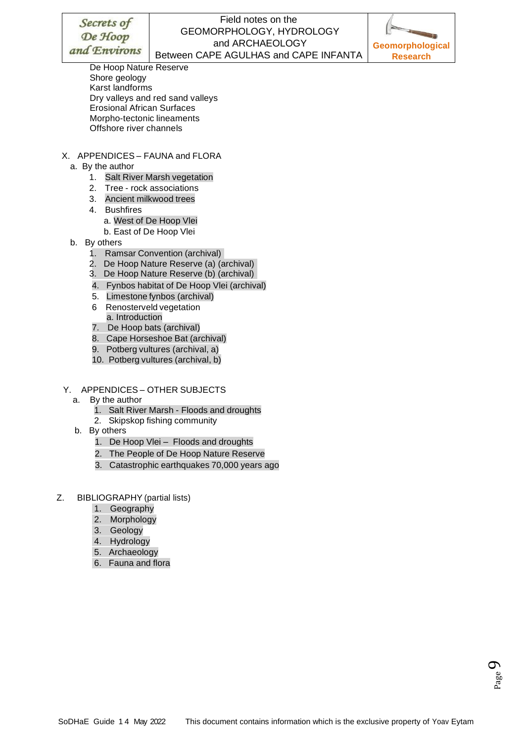De Hoop Nature Reserve
Shore geology
Karst landforms
Dry valleys and red sand valleys
Erosional African Surfaces
Morpho-tectonic lineaments
Offshore river channels

X. APPENDICES – FAUNA and FLORA

a. By the author
   1. Salt River Marsh vegetation
   2. Tree - rock associations
   3. Ancient milkwood trees
   4. Bushfires
      a. West of De Hoop Vlei
      b. East of De Hoop Vlei

b. By others
   1. Ramsar Convention (archival)
   2. De Hoop Nature Reserve (a) (archival)
   3. De Hoop Nature Reserve (b) (archival)
   4. Fynbos habitat of De Hoop Vlei (archival)
   5. Limestone fynbos (archival)
   6 Renosterveld vegetation
      a. Introduction
   7. De Hoop bats (archival)
   8. Cape Horseshoe Bat (archival)
   9. Potberg vultures (archival, a)
   10. Potberg vultures (archival, b)

Y. APPENDICES – OTHER SUBJECTS

a. By the author
   1. Salt River Marsh - Floods and droughts
   2. Skipskop fishing community

b. By others
   1. De Hoop Vlei – Floods and droughts
   2. The People of De Hoop Nature Reserve
   3. Catastrophic earthquakes 70,000 years ago

Z. BIBLIOGRAPHY (partial lists)
   1. Geography
   2. Morphology
   3. Geology
   4. Hydrology
   5. Archaeology
   6. Fauna and flora